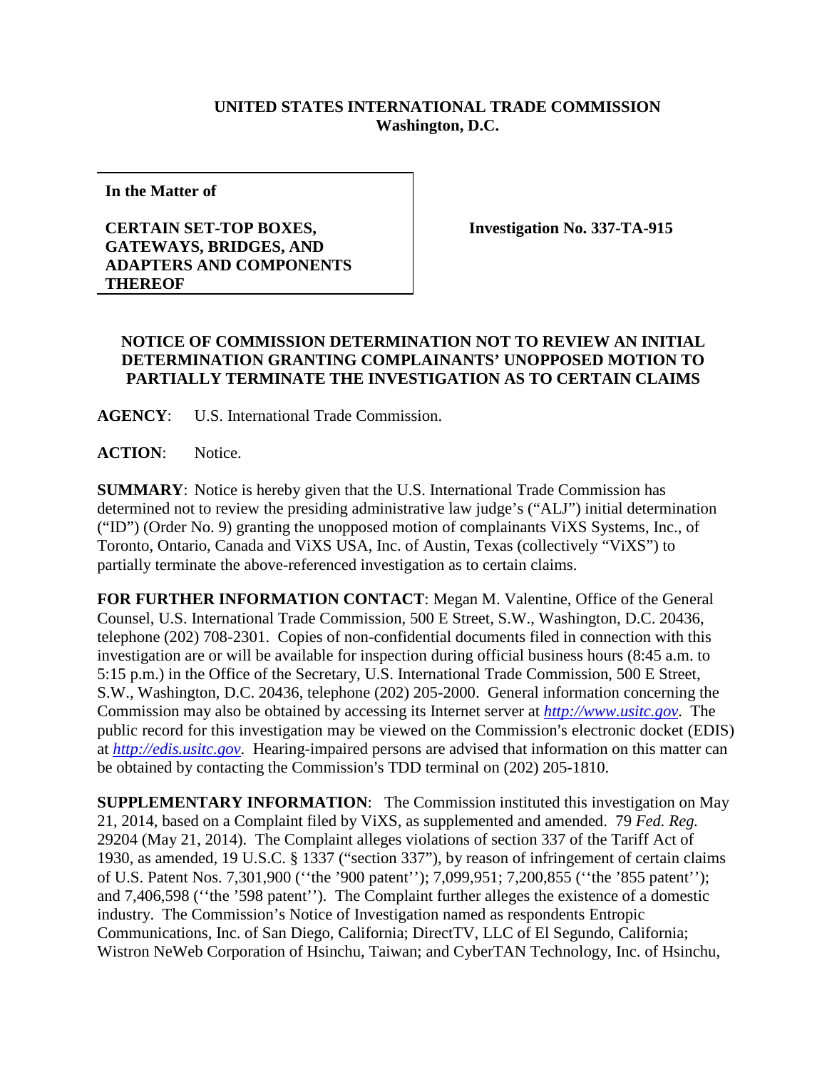**UNITED STATES INTERNATIONAL TRADE COMMISSION**
**Washington, D.C.**

| **In the Matter of** | |
|---|---|
| **CERTAIN SET-TOP BOXES, GATEWAYS, BRIDGES, AND ADAPTERS AND COMPONENTS THEREOF** | **Investigation No. 337-TA-915** |

**NOTICE OF COMMISSION DETERMINATION NOT TO REVIEW AN INITIAL DETERMINATION GRANTING COMPLAINANTS' UNOPPOSED MOTION TO PARTIALLY TERMINATE THE INVESTIGATION AS TO CERTAIN CLAIMS**

**AGENCY**: U.S. International Trade Commission.

**ACTION**: Notice.

**SUMMARY**: Notice is hereby given that the U.S. International Trade Commission has determined not to review the presiding administrative law judge's ("ALJ") initial determination ("ID") (Order No. 9) granting the unopposed motion of complainants ViXS Systems, Inc., of Toronto, Ontario, Canada and ViXS USA, Inc. of Austin, Texas (collectively "ViXS") to partially terminate the above-referenced investigation as to certain claims.

**FOR FURTHER INFORMATION CONTACT**: Megan M. Valentine, Office of the General Counsel, U.S. International Trade Commission, 500 E Street, S.W., Washington, D.C. 20436, telephone (202) 708-2301. Copies of non-confidential documents filed in connection with this investigation are or will be available for inspection during official business hours (8:45 a.m. to 5:15 p.m.) in the Office of the Secretary, U.S. International Trade Commission, 500 E Street, S.W., Washington, D.C. 20436, telephone (202) 205-2000. General information concerning the Commission may also be obtained by accessing its Internet server at *http://www.usitc.gov*. The public record for this investigation may be viewed on the Commission's electronic docket (EDIS) at *http://edis.usitc.gov*. Hearing-impaired persons are advised that information on this matter can be obtained by contacting the Commission's TDD terminal on (202) 205-1810.

**SUPPLEMENTARY INFORMATION**: The Commission instituted this investigation on May 21, 2014, based on a Complaint filed by ViXS, as supplemented and amended. 79 *Fed. Reg.* 29204 (May 21, 2014). The Complaint alleges violations of section 337 of the Tariff Act of 1930, as amended, 19 U.S.C. § 1337 ("section 337"), by reason of infringement of certain claims of U.S. Patent Nos. 7,301,900 (''the '900 patent''); 7,099,951; 7,200,855 (''the '855 patent''); and 7,406,598 (''the '598 patent''). The Complaint further alleges the existence of a domestic industry. The Commission's Notice of Investigation named as respondents Entropic Communications, Inc. of San Diego, California; DirectTV, LLC of El Segundo, California; Wistron NeWeb Corporation of Hsinchu, Taiwan; and CyberTAN Technology, Inc. of Hsinchu,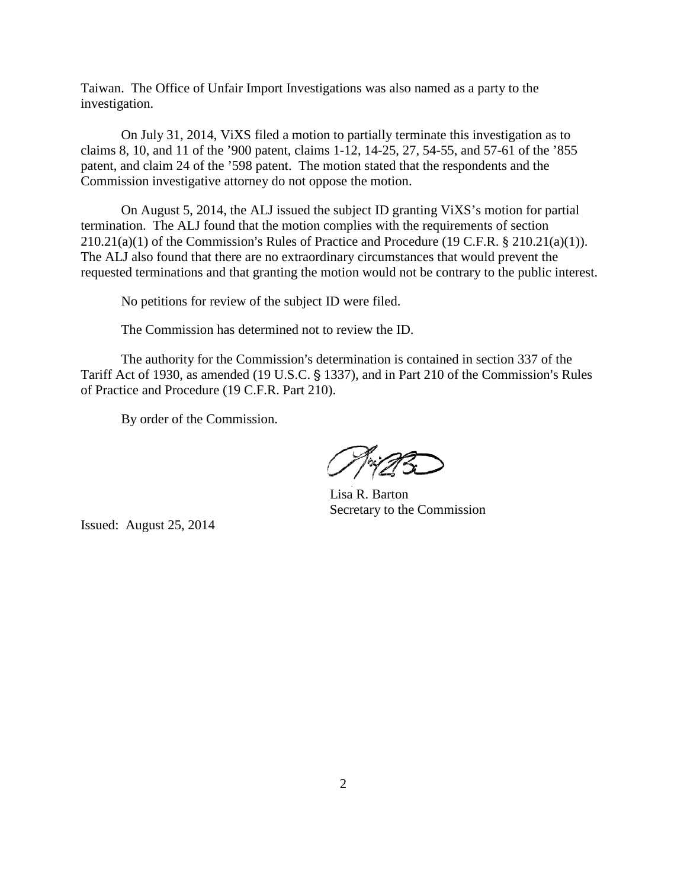Taiwan. The Office of Unfair Import Investigations was also named as a party to the investigation.

On July 31, 2014, ViXS filed a motion to partially terminate this investigation as to claims 8, 10, and 11 of the '900 patent, claims 1-12, 14-25, 27, 54-55, and 57-61 of the '855 patent, and claim 24 of the '598 patent. The motion stated that the respondents and the Commission investigative attorney do not oppose the motion.

On August 5, 2014, the ALJ issued the subject ID granting ViXS's motion for partial termination. The ALJ found that the motion complies with the requirements of section 210.21(a)(1) of the Commission's Rules of Practice and Procedure (19 C.F.R. § 210.21(a)(1)). The ALJ also found that there are no extraordinary circumstances that would prevent the requested terminations and that granting the motion would not be contrary to the public interest.

No petitions for review of the subject ID were filed.

The Commission has determined not to review the ID.

The authority for the Commission's determination is contained in section 337 of the Tariff Act of 1930, as amended (19 U.S.C. § 1337), and in Part 210 of the Commission's Rules of Practice and Procedure (19 C.F.R. Part 210).

By order of the Commission.

Lisa R. Barton
Secretary to the Commission

Issued: August 25, 2014